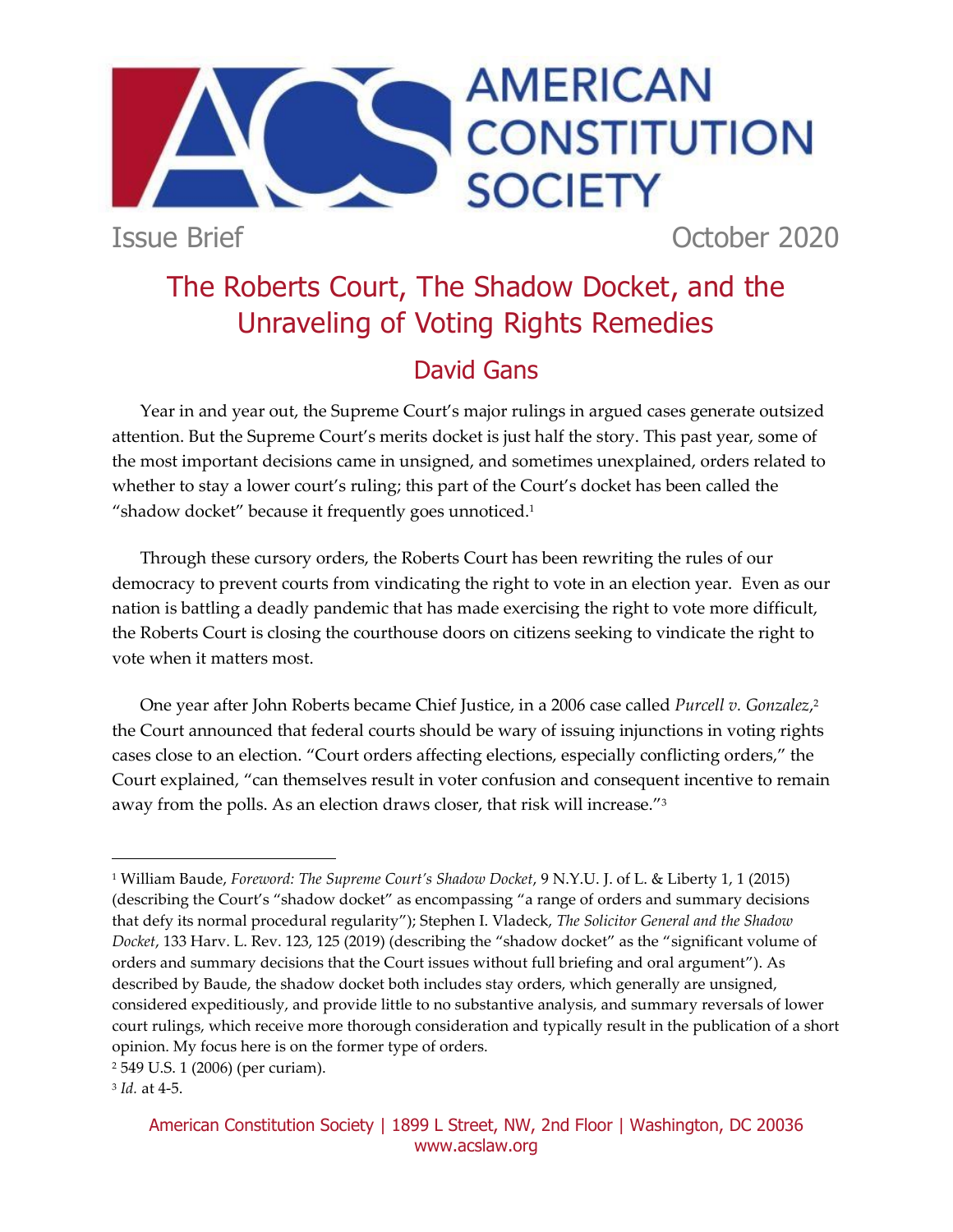AMERICAN CONSTITUTION SOCIETY

Issue Brief

October 2020

# The Roberts Court, The Shadow Docket, and the Unraveling of Voting Rights Remedies

## David Gans

Year in and year out, the Supreme Court's major rulings in argued cases generate outsized attention. But the Supreme Court's merits docket is just half the story. This past year, some of the most important decisions came in unsigned, and sometimes unexplained, orders related to whether to stay a lower court's ruling; this part of the Court's docket has been called the "shadow docket" because it frequently goes unnoticed.[1]

Through these cursory orders, the Roberts Court has been rewriting the rules of our democracy to prevent courts from vindicating the right to vote in an election year. Even as our nation is battling a deadly pandemic that has made exercising the right to vote more difficult, the Roberts Court is closing the courthouse doors on citizens seeking to vindicate the right to vote when it matters most.

One year after John Roberts became Chief Justice, in a 2006 case called *Purcell v. Gonzalez*,[2] the Court announced that federal courts should be wary of issuing injunctions in voting rights cases close to an election. "Court orders affecting elections, especially conflicting orders," the Court explained, "can themselves result in voter confusion and consequent incentive to remain away from the polls. As an election draws closer, that risk will increase."[3]

---

[1] William Baude, *Foreword: The Supreme Court's Shadow Docket*, 9 N.Y.U. J. of L. & Liberty 1, 1 (2015) (describing the Court's "shadow docket" as encompassing "a range of orders and summary decisions that defy its normal procedural regularity"); Stephen I. Vladeck, *The Solicitor General and the Shadow Docket*, 133 Harv. L. Rev. 123, 125 (2019) (describing the "shadow docket" as the "significant volume of orders and summary decisions that the Court issues without full briefing and oral argument"). As described by Baude, the shadow docket both includes stay orders, which generally are unsigned, considered expeditiously, and provide little to no substantive analysis, and summary reversals of lower court rulings, which receive more thorough consideration and typically result in the publication of a short opinion. My focus here is on the former type of orders.

[2] 549 U.S. 1 (2006) (per curiam).

[3] *Id.* at 4-5.

American Constitution Society | 1899 L Street, NW, 2nd Floor | Washington, DC 20036
www.acslaw.org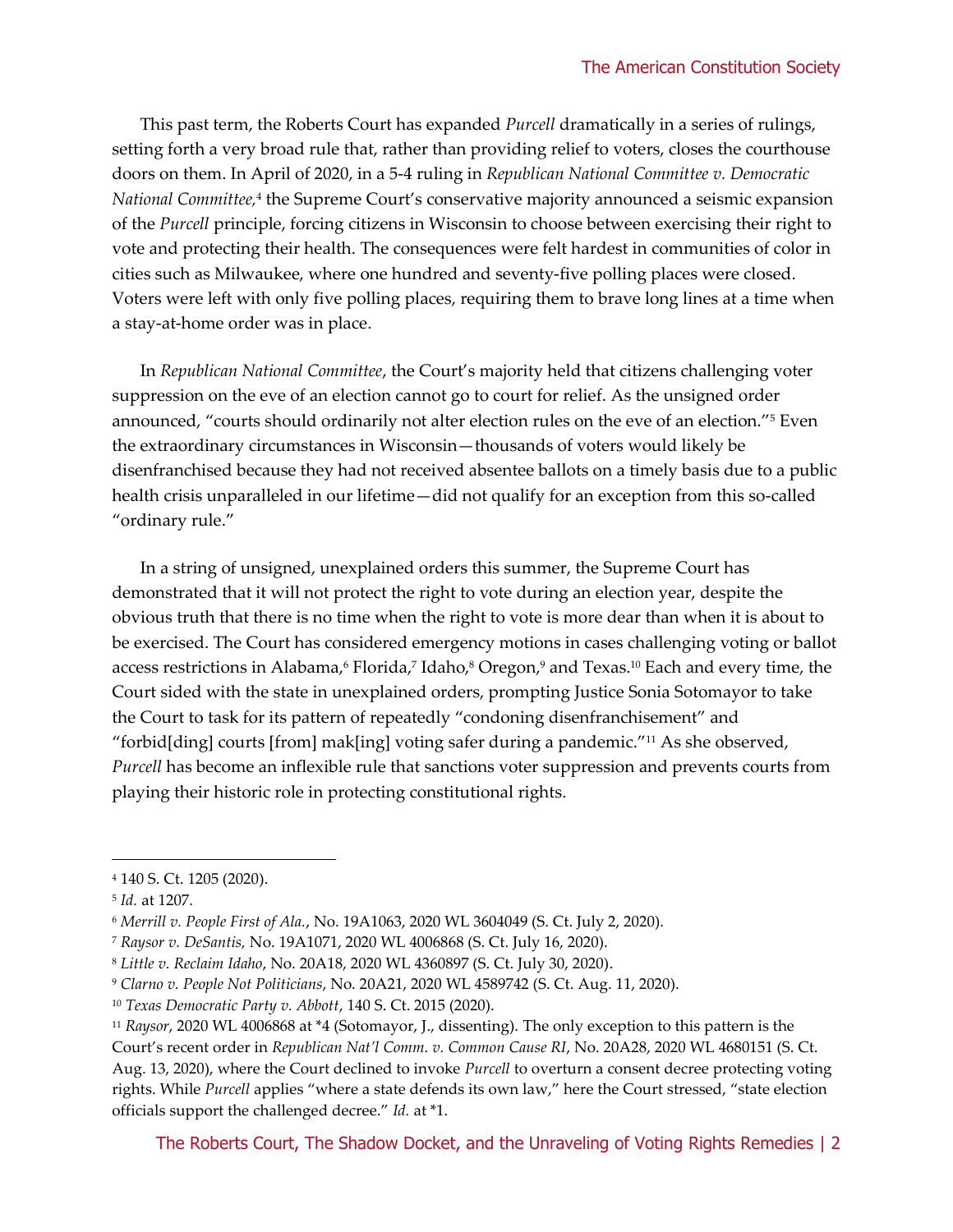This past term, the Roberts Court has expanded *Purcell* dramatically in a series of rulings, setting forth a very broad rule that, rather than providing relief to voters, closes the courthouse doors on them. In April of 2020, in a 5-4 ruling in *Republican National Committee v. Democratic National Committee*,[4] the Supreme Court's conservative majority announced a seismic expansion of the *Purcell* principle, forcing citizens in Wisconsin to choose between exercising their right to vote and protecting their health. The consequences were felt hardest in communities of color in cities such as Milwaukee, where one hundred and seventy-five polling places were closed. Voters were left with only five polling places, requiring them to brave long lines at a time when a stay-at-home order was in place.

In *Republican National Committee*, the Court's majority held that citizens challenging voter suppression on the eve of an election cannot go to court for relief. As the unsigned order announced, "courts should ordinarily not alter election rules on the eve of an election."[5] Even the extraordinary circumstances in Wisconsin—thousands of voters would likely be disenfranchised because they had not received absentee ballots on a timely basis due to a public health crisis unparalleled in our lifetime—did not qualify for an exception from this so-called "ordinary rule."

In a string of unsigned, unexplained orders this summer, the Supreme Court has demonstrated that it will not protect the right to vote during an election year, despite the obvious truth that there is no time when the right to vote is more dear than when it is about to be exercised. The Court has considered emergency motions in cases challenging voting or ballot access restrictions in Alabama,[6] Florida,[7] Idaho,[8] Oregon,[9] and Texas.[10] Each and every time, the Court sided with the state in unexplained orders, prompting Justice Sonia Sotomayor to take the Court to task for its pattern of repeatedly "condoning disenfranchisement" and "forbid[ding] courts [from] mak[ing] voting safer during a pandemic."[11] As she observed, *Purcell* has become an inflexible rule that sanctions voter suppression and prevents courts from playing their historic role in protecting constitutional rights.

---

[4] 140 S. Ct. 1205 (2020).

[5] *Id.* at 1207.

[6] *Merrill v. People First of Ala.*, No. 19A1063, 2020 WL 3604049 (S. Ct. July 2, 2020).

[7] *Raysor v. DeSantis*, No. 19A1071, 2020 WL 4006868 (S. Ct. July 16, 2020).

[8] *Little v. Reclaim Idaho*, No. 20A18, 2020 WL 4360897 (S. Ct. July 30, 2020).

[9] *Clarno v. People Not Politicians*, No. 20A21, 2020 WL 4589742 (S. Ct. Aug. 11, 2020).

[10] *Texas Democratic Party v. Abbott*, 140 S. Ct. 2015 (2020).

[11] *Raysor*, 2020 WL 4006868 at *4 (Sotomayor, J., dissenting). The only exception to this pattern is the Court's recent order in *Republican Nat'l Comm. v. Common Cause RI*, No. 20A28, 2020 WL 4680151 (S. Ct. Aug. 13, 2020), where the Court declined to invoke *Purcell* to overturn a consent decree protecting voting rights. While *Purcell* applies "where a state defends its own law," here the Court stressed, "state election officials support the challenged decree." *Id.* at *1.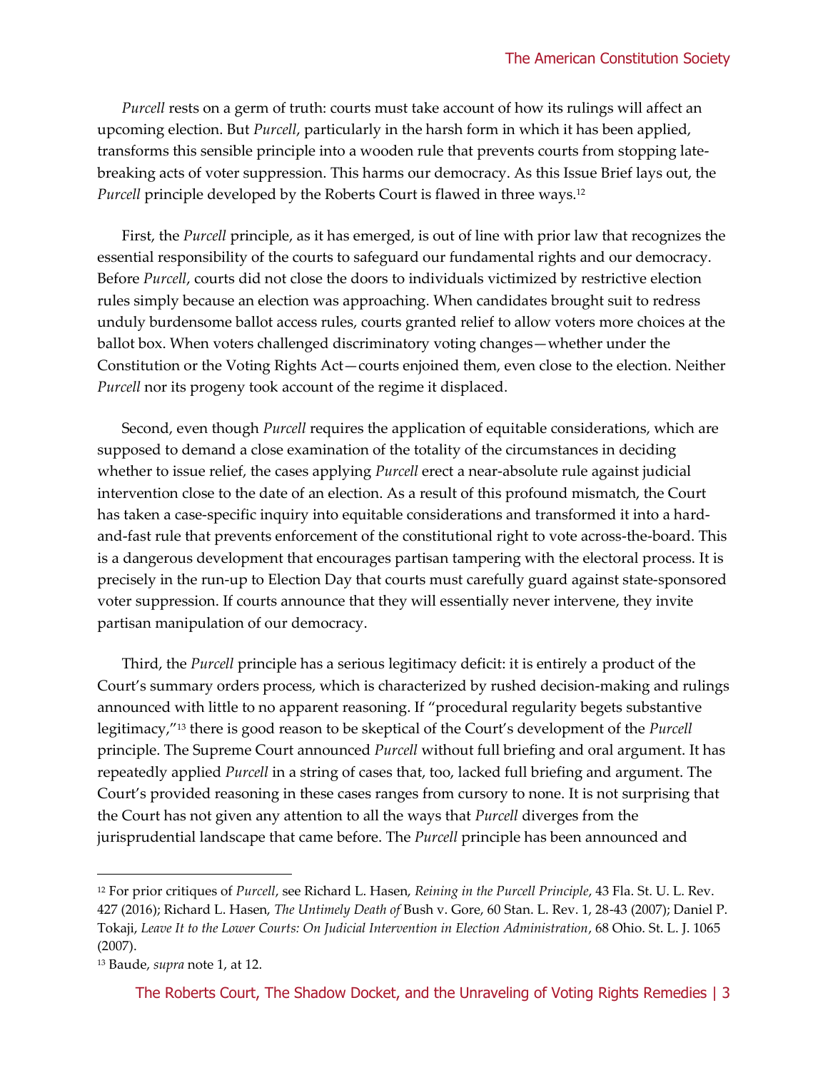*Purcell* rests on a germ of truth: courts must take account of how its rulings will affect an upcoming election. But *Purcell*, particularly in the harsh form in which it has been applied, transforms this sensible principle into a wooden rule that prevents courts from stopping late-breaking acts of voter suppression. This harms our democracy. As this Issue Brief lays out, the *Purcell* principle developed by the Roberts Court is flawed in three ways.[12]

First, the *Purcell* principle, as it has emerged, is out of line with prior law that recognizes the essential responsibility of the courts to safeguard our fundamental rights and our democracy. Before *Purcell*, courts did not close the doors to individuals victimized by restrictive election rules simply because an election was approaching. When candidates brought suit to redress unduly burdensome ballot access rules, courts granted relief to allow voters more choices at the ballot box. When voters challenged discriminatory voting changes—whether under the Constitution or the Voting Rights Act—courts enjoined them, even close to the election. Neither *Purcell* nor its progeny took account of the regime it displaced.

Second, even though *Purcell* requires the application of equitable considerations, which are supposed to demand a close examination of the totality of the circumstances in deciding whether to issue relief, the cases applying *Purcell* erect a near-absolute rule against judicial intervention close to the date of an election. As a result of this profound mismatch, the Court has taken a case-specific inquiry into equitable considerations and transformed it into a hard-and-fast rule that prevents enforcement of the constitutional right to vote across-the-board. This is a dangerous development that encourages partisan tampering with the electoral process. It is precisely in the run-up to Election Day that courts must carefully guard against state-sponsored voter suppression. If courts announce that they will essentially never intervene, they invite partisan manipulation of our democracy.

Third, the *Purcell* principle has a serious legitimacy deficit: it is entirely a product of the Court's summary orders process, which is characterized by rushed decision-making and rulings announced with little to no apparent reasoning. If "procedural regularity begets substantive legitimacy,"[13] there is good reason to be skeptical of the Court's development of the *Purcell* principle. The Supreme Court announced *Purcell* without full briefing and oral argument. It has repeatedly applied *Purcell* in a string of cases that, too, lacked full briefing and argument. The Court's provided reasoning in these cases ranges from cursory to none. It is not surprising that the Court has not given any attention to all the ways that *Purcell* diverges from the jurisprudential landscape that came before. The *Purcell* principle has been announced and

---

[12] For prior critiques of *Purcell*, see Richard L. Hasen, *Reining in the Purcell Principle*, 43 Fla. St. U. L. Rev. 427 (2016); Richard L. Hasen, *The Untimely Death of* Bush v. Gore, 60 Stan. L. Rev. 1, 28-43 (2007); Daniel P. Tokaji, *Leave It to the Lower Courts: On Judicial Intervention in Election Administration*, 68 Ohio. St. L. J. 1065 (2007).

[13] Baude, *supra* note 1, at 12.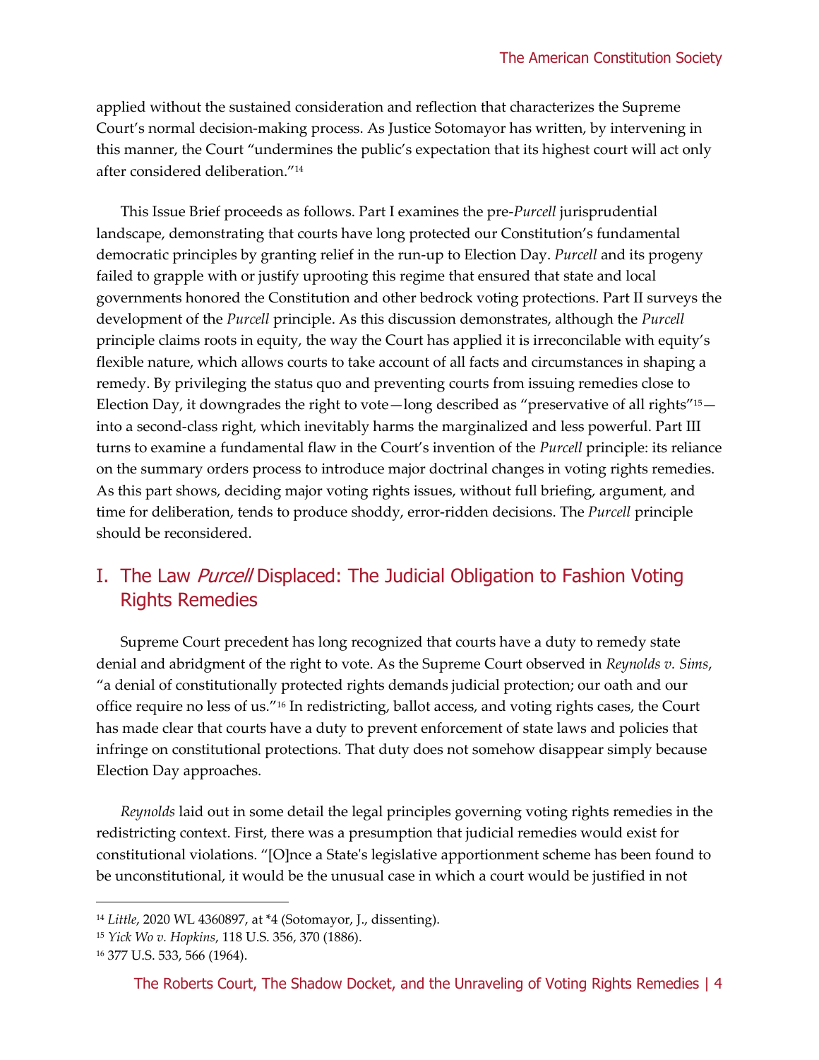applied without the sustained consideration and reflection that characterizes the Supreme Court's normal decision-making process. As Justice Sotomayor has written, by intervening in this manner, the Court "undermines the public's expectation that its highest court will act only after considered deliberation."[14]

This Issue Brief proceeds as follows. Part I examines the pre-*Purcell* jurisprudential landscape, demonstrating that courts have long protected our Constitution's fundamental democratic principles by granting relief in the run-up to Election Day. *Purcell* and its progeny failed to grapple with or justify uprooting this regime that ensured that state and local governments honored the Constitution and other bedrock voting protections. Part II surveys the development of the *Purcell* principle. As this discussion demonstrates, although the *Purcell* principle claims roots in equity, the way the Court has applied it is irreconcilable with equity's flexible nature, which allows courts to take account of all facts and circumstances in shaping a remedy. By privileging the status quo and preventing courts from issuing remedies close to Election Day, it downgrades the right to vote—long described as "preservative of all rights"[15]—into a second-class right, which inevitably harms the marginalized and less powerful. Part III turns to examine a fundamental flaw in the Court's invention of the *Purcell* principle: its reliance on the summary orders process to introduce major doctrinal changes in voting rights remedies. As this part shows, deciding major voting rights issues, without full briefing, argument, and time for deliberation, tends to produce shoddy, error-ridden decisions. The *Purcell* principle should be reconsidered.

## I. The Law *Purcell* Displaced: The Judicial Obligation to Fashion Voting Rights Remedies

Supreme Court precedent has long recognized that courts have a duty to remedy state denial and abridgment of the right to vote. As the Supreme Court observed in *Reynolds v. Sims*, "a denial of constitutionally protected rights demands judicial protection; our oath and our office require no less of us."[16] In redistricting, ballot access, and voting rights cases, the Court has made clear that courts have a duty to prevent enforcement of state laws and policies that infringe on constitutional protections. That duty does not somehow disappear simply because Election Day approaches.

*Reynolds* laid out in some detail the legal principles governing voting rights remedies in the redistricting context. First, there was a presumption that judicial remedies would exist for constitutional violations. "[O]nce a State's legislative apportionment scheme has been found to be unconstitutional, it would be the unusual case in which a court would be justified in not

---

[14] *Little*, 2020 WL 4360897, at *4 (Sotomayor, J., dissenting).

[15] *Yick Wo v. Hopkins*, 118 U.S. 356, 370 (1886).

[16] 377 U.S. 533, 566 (1964).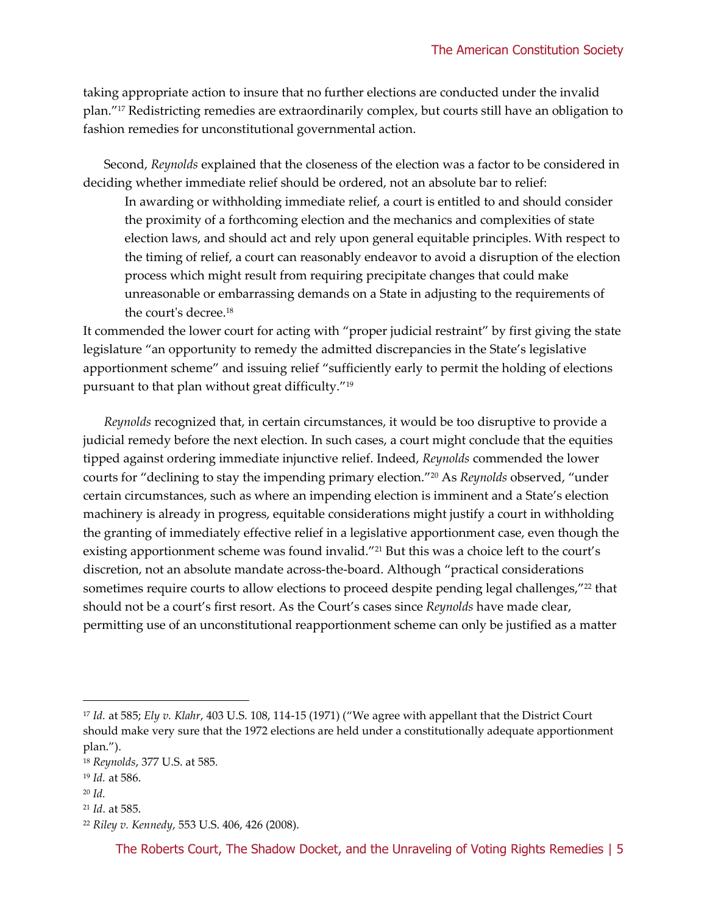taking appropriate action to insure that no further elections are conducted under the invalid plan."[17] Redistricting remedies are extraordinarily complex, but courts still have an obligation to fashion remedies for unconstitutional governmental action.

Second, *Reynolds* explained that the closeness of the election was a factor to be considered in deciding whether immediate relief should be ordered, not an absolute bar to relief:

> In awarding or withholding immediate relief, a court is entitled to and should consider the proximity of a forthcoming election and the mechanics and complexities of state election laws, and should act and rely upon general equitable principles. With respect to the timing of relief, a court can reasonably endeavor to avoid a disruption of the election process which might result from requiring precipitate changes that could make unreasonable or embarrassing demands on a State in adjusting to the requirements of the court's decree.[18]

It commended the lower court for acting with "proper judicial restraint" by first giving the state legislature "an opportunity to remedy the admitted discrepancies in the State's legislative apportionment scheme" and issuing relief "sufficiently early to permit the holding of elections pursuant to that plan without great difficulty."[19]

*Reynolds* recognized that, in certain circumstances, it would be too disruptive to provide a judicial remedy before the next election. In such cases, a court might conclude that the equities tipped against ordering immediate injunctive relief. Indeed, *Reynolds* commended the lower courts for "declining to stay the impending primary election."[20] As *Reynolds* observed, "under certain circumstances, such as where an impending election is imminent and a State's election machinery is already in progress, equitable considerations might justify a court in withholding the granting of immediately effective relief in a legislative apportionment case, even though the existing apportionment scheme was found invalid."[21] But this was a choice left to the court's discretion, not an absolute mandate across-the-board. Although "practical considerations sometimes require courts to allow elections to proceed despite pending legal challenges,"[22] that should not be a court's first resort. As the Court's cases since *Reynolds* have made clear, permitting use of an unconstitutional reapportionment scheme can only be justified as a matter

---

[17] *Id.* at 585; *Ely v. Klahr*, 403 U.S. 108, 114-15 (1971) ("We agree with appellant that the District Court should make very sure that the 1972 elections are held under a constitutionally adequate apportionment plan.").

[18] *Reynolds*, 377 U.S. at 585.

[19] *Id.* at 586.

[20] *Id.*

[21] *Id*. at 585.

[22] *Riley v. Kennedy*, 553 U.S. 406, 426 (2008).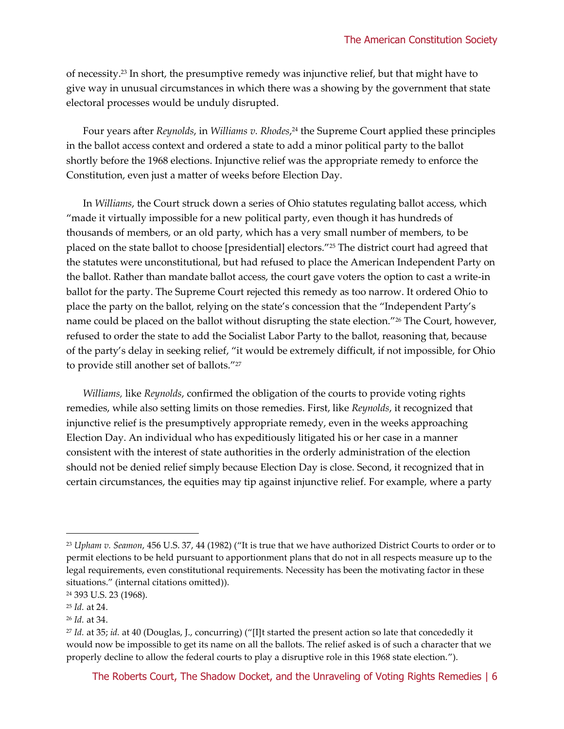of necessity.[23] In short, the presumptive remedy was injunctive relief, but that might have to give way in unusual circumstances in which there was a showing by the government that state electoral processes would be unduly disrupted.

Four years after *Reynolds*, in *Williams v. Rhodes*,[24] the Supreme Court applied these principles in the ballot access context and ordered a state to add a minor political party to the ballot shortly before the 1968 elections. Injunctive relief was the appropriate remedy to enforce the Constitution, even just a matter of weeks before Election Day.

In *Williams*, the Court struck down a series of Ohio statutes regulating ballot access, which "made it virtually impossible for a new political party, even though it has hundreds of thousands of members, or an old party, which has a very small number of members, to be placed on the state ballot to choose [presidential] electors."[25] The district court had agreed that the statutes were unconstitutional, but had refused to place the American Independent Party on the ballot. Rather than mandate ballot access, the court gave voters the option to cast a write-in ballot for the party. The Supreme Court rejected this remedy as too narrow. It ordered Ohio to place the party on the ballot, relying on the state's concession that the "Independent Party's name could be placed on the ballot without disrupting the state election."[26] The Court, however, refused to order the state to add the Socialist Labor Party to the ballot, reasoning that, because of the party's delay in seeking relief, "it would be extremely difficult, if not impossible, for Ohio to provide still another set of ballots."[27]

*Williams,* like *Reynolds*, confirmed the obligation of the courts to provide voting rights remedies, while also setting limits on those remedies. First, like *Reynolds*, it recognized that injunctive relief is the presumptively appropriate remedy, even in the weeks approaching Election Day. An individual who has expeditiously litigated his or her case in a manner consistent with the interest of state authorities in the orderly administration of the election should not be denied relief simply because Election Day is close. Second, it recognized that in certain circumstances, the equities may tip against injunctive relief. For example, where a party

---

[23] *Upham v. Seamon*, 456 U.S. 37, 44 (1982) ("It is true that we have authorized District Courts to order or to permit elections to be held pursuant to apportionment plans that do not in all respects measure up to the legal requirements, even constitutional requirements. Necessity has been the motivating factor in these situations." (internal citations omitted)).

[24] 393 U.S. 23 (1968).

[25] *Id.* at 24.

[26] *Id.* at 34.

[27] *Id.* at 35; *id.* at 40 (Douglas, J., concurring) ("[I]t started the present action so late that concededly it would now be impossible to get its name on all the ballots. The relief asked is of such a character that we properly decline to allow the federal courts to play a disruptive role in this 1968 state election.").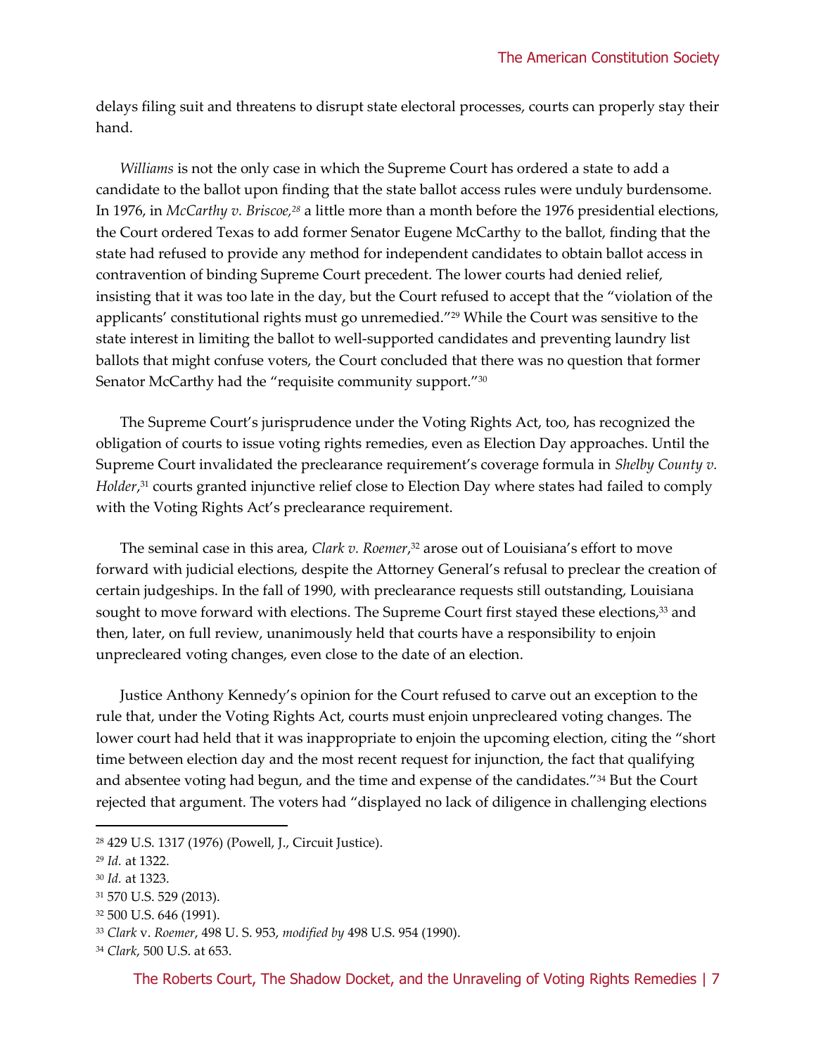delays filing suit and threatens to disrupt state electoral processes, courts can properly stay their hand.

*Williams* is not the only case in which the Supreme Court has ordered a state to add a candidate to the ballot upon finding that the state ballot access rules were unduly burdensome. In 1976, in *McCarthy v. Briscoe,*[28] a little more than a month before the 1976 presidential elections, the Court ordered Texas to add former Senator Eugene McCarthy to the ballot, finding that the state had refused to provide any method for independent candidates to obtain ballot access in contravention of binding Supreme Court precedent. The lower courts had denied relief, insisting that it was too late in the day, but the Court refused to accept that the "violation of the applicants' constitutional rights must go unremedied."[29] While the Court was sensitive to the state interest in limiting the ballot to well-supported candidates and preventing laundry list ballots that might confuse voters, the Court concluded that there was no question that former Senator McCarthy had the "requisite community support."[30]

The Supreme Court's jurisprudence under the Voting Rights Act, too, has recognized the obligation of courts to issue voting rights remedies, even as Election Day approaches. Until the Supreme Court invalidated the preclearance requirement's coverage formula in *Shelby County v. Holder*,[31] courts granted injunctive relief close to Election Day where states had failed to comply with the Voting Rights Act's preclearance requirement.

The seminal case in this area, *Clark v. Roemer*,[32] arose out of Louisiana's effort to move forward with judicial elections, despite the Attorney General's refusal to preclear the creation of certain judgeships. In the fall of 1990, with preclearance requests still outstanding, Louisiana sought to move forward with elections. The Supreme Court first stayed these elections,[33] and then, later, on full review, unanimously held that courts have a responsibility to enjoin unprecleared voting changes, even close to the date of an election.

Justice Anthony Kennedy's opinion for the Court refused to carve out an exception to the rule that, under the Voting Rights Act, courts must enjoin unprecleared voting changes. The lower court had held that it was inappropriate to enjoin the upcoming election, citing the "short time between election day and the most recent request for injunction, the fact that qualifying and absentee voting had begun, and the time and expense of the candidates."[34] But the Court rejected that argument. The voters had "displayed no lack of diligence in challenging elections

---

[28] 429 U.S. 1317 (1976) (Powell, J., Circuit Justice).

[29] *Id.* at 1322.

[30] *Id.* at 1323.

[31] 570 U.S. 529 (2013).

[32] 500 U.S. 646 (1991).

[33] *Clark* v. *Roemer*, 498 U. S. 953, *modified by* 498 U.S. 954 (1990).

[34] *Clark*, 500 U.S. at 653.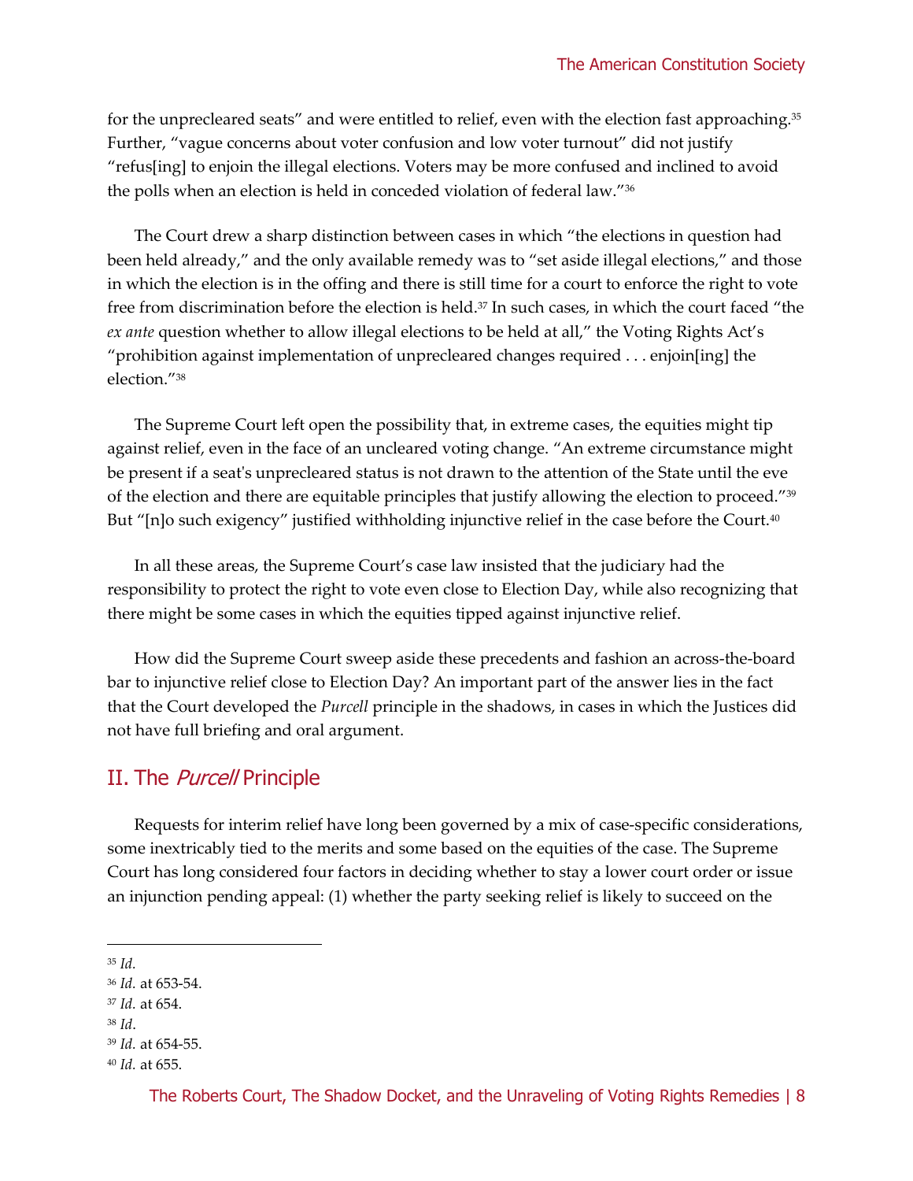for the unprecleared seats" and were entitled to relief, even with the election fast approaching.[35] Further, "vague concerns about voter confusion and low voter turnout" did not justify "refus[ing] to enjoin the illegal elections. Voters may be more confused and inclined to avoid the polls when an election is held in conceded violation of federal law."[36]

The Court drew a sharp distinction between cases in which "the elections in question had been held already," and the only available remedy was to "set aside illegal elections," and those in which the election is in the offing and there is still time for a court to enforce the right to vote free from discrimination before the election is held.[37] In such cases, in which the court faced "the *ex ante* question whether to allow illegal elections to be held at all," the Voting Rights Act's "prohibition against implementation of unprecleared changes required . . . enjoin[ing] the election."[38]

The Supreme Court left open the possibility that, in extreme cases, the equities might tip against relief, even in the face of an uncleared voting change. "An extreme circumstance might be present if a seat's unprecleared status is not drawn to the attention of the State until the eve of the election and there are equitable principles that justify allowing the election to proceed."[39] But "[n]o such exigency" justified withholding injunctive relief in the case before the Court.[40]

In all these areas, the Supreme Court's case law insisted that the judiciary had the responsibility to protect the right to vote even close to Election Day, while also recognizing that there might be some cases in which the equities tipped against injunctive relief.

How did the Supreme Court sweep aside these precedents and fashion an across-the-board bar to injunctive relief close to Election Day? An important part of the answer lies in the fact that the Court developed the *Purcell* principle in the shadows, in cases in which the Justices did not have full briefing and oral argument.

## II. The *Purcell* Principle

Requests for interim relief have long been governed by a mix of case-specific considerations, some inextricably tied to the merits and some based on the equities of the case. The Supreme Court has long considered four factors in deciding whether to stay a lower court order or issue an injunction pending appeal: (1) whether the party seeking relief is likely to succeed on the

---

[35] *Id.*

[36] *Id.* at 653-54.

[37] *Id.* at 654.

[38] *Id*.

[39] *Id.* at 654-55.

[40] *Id.* at 655.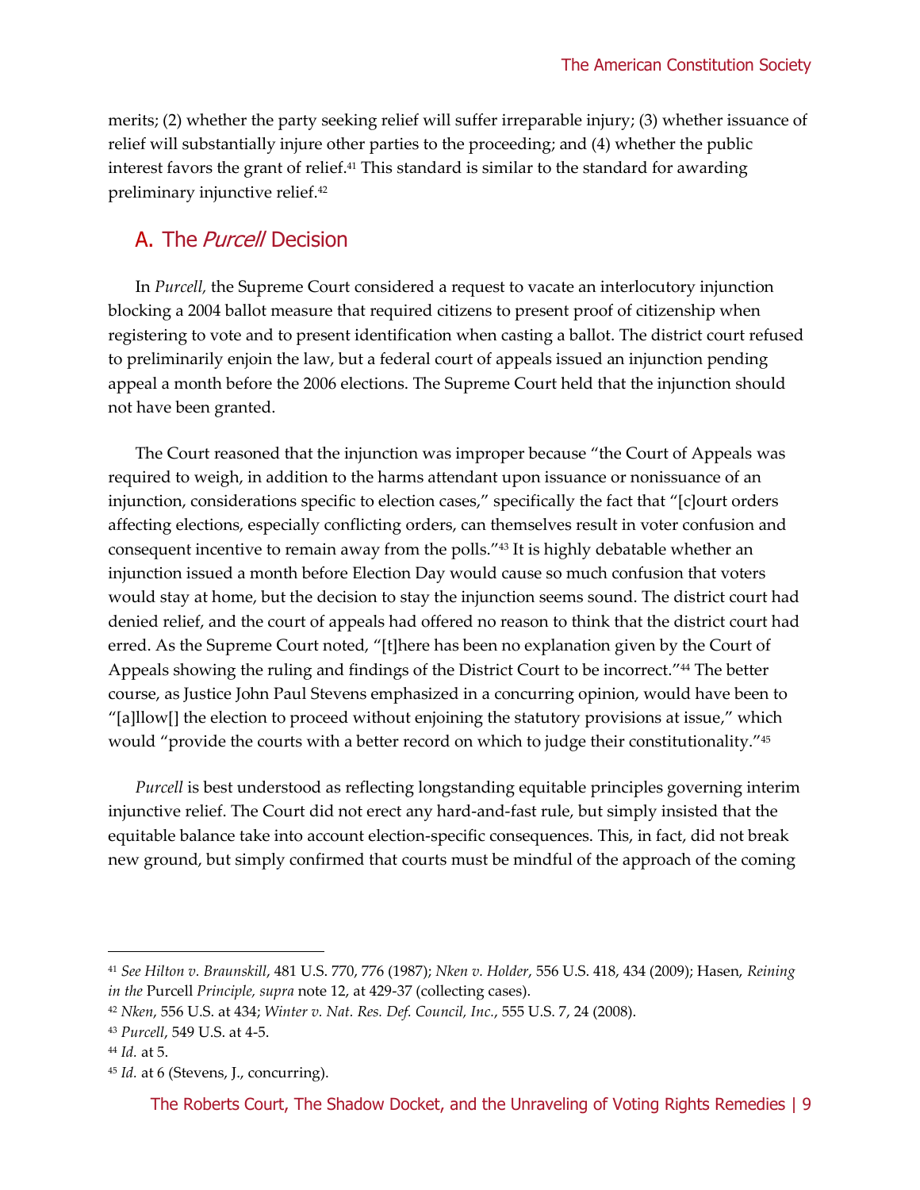merits; (2) whether the party seeking relief will suffer irreparable injury; (3) whether issuance of relief will substantially injure other parties to the proceeding; and (4) whether the public interest favors the grant of relief.[41] This standard is similar to the standard for awarding preliminary injunctive relief.[42]

## A. The *Purcell* Decision

In *Purcell,* the Supreme Court considered a request to vacate an interlocutory injunction blocking a 2004 ballot measure that required citizens to present proof of citizenship when registering to vote and to present identification when casting a ballot. The district court refused to preliminarily enjoin the law, but a federal court of appeals issued an injunction pending appeal a month before the 2006 elections. The Supreme Court held that the injunction should not have been granted.

The Court reasoned that the injunction was improper because "the Court of Appeals was required to weigh, in addition to the harms attendant upon issuance or nonissuance of an injunction, considerations specific to election cases," specifically the fact that "[c]ourt orders affecting elections, especially conflicting orders, can themselves result in voter confusion and consequent incentive to remain away from the polls."[43] It is highly debatable whether an injunction issued a month before Election Day would cause so much confusion that voters would stay at home, but the decision to stay the injunction seems sound. The district court had denied relief, and the court of appeals had offered no reason to think that the district court had erred. As the Supreme Court noted, "[t]here has been no explanation given by the Court of Appeals showing the ruling and findings of the District Court to be incorrect."[44] The better course, as Justice John Paul Stevens emphasized in a concurring opinion, would have been to "[a]llow[] the election to proceed without enjoining the statutory provisions at issue," which would "provide the courts with a better record on which to judge their constitutionality."[45]

*Purcell* is best understood as reflecting longstanding equitable principles governing interim injunctive relief. The Court did not erect any hard-and-fast rule, but simply insisted that the equitable balance take into account election-specific consequences. This, in fact, did not break new ground, but simply confirmed that courts must be mindful of the approach of the coming

---

[41] *See Hilton v. Braunskill*, 481 U.S. 770, 776 (1987); *Nken v. Holder*, 556 U.S. 418, 434 (2009); Hasen, *Reining in the* Purcell *Principle, supra* note 12, at 429-37 (collecting cases).

[42] *Nken*, 556 U.S. at 434; *Winter v. Nat. Res. Def. Council, Inc.*, 555 U.S. 7, 24 (2008).

[43] *Purcell*, 549 U.S. at 4-5.

[44] *Id.* at 5.

[45] *Id.* at 6 (Stevens, J., concurring).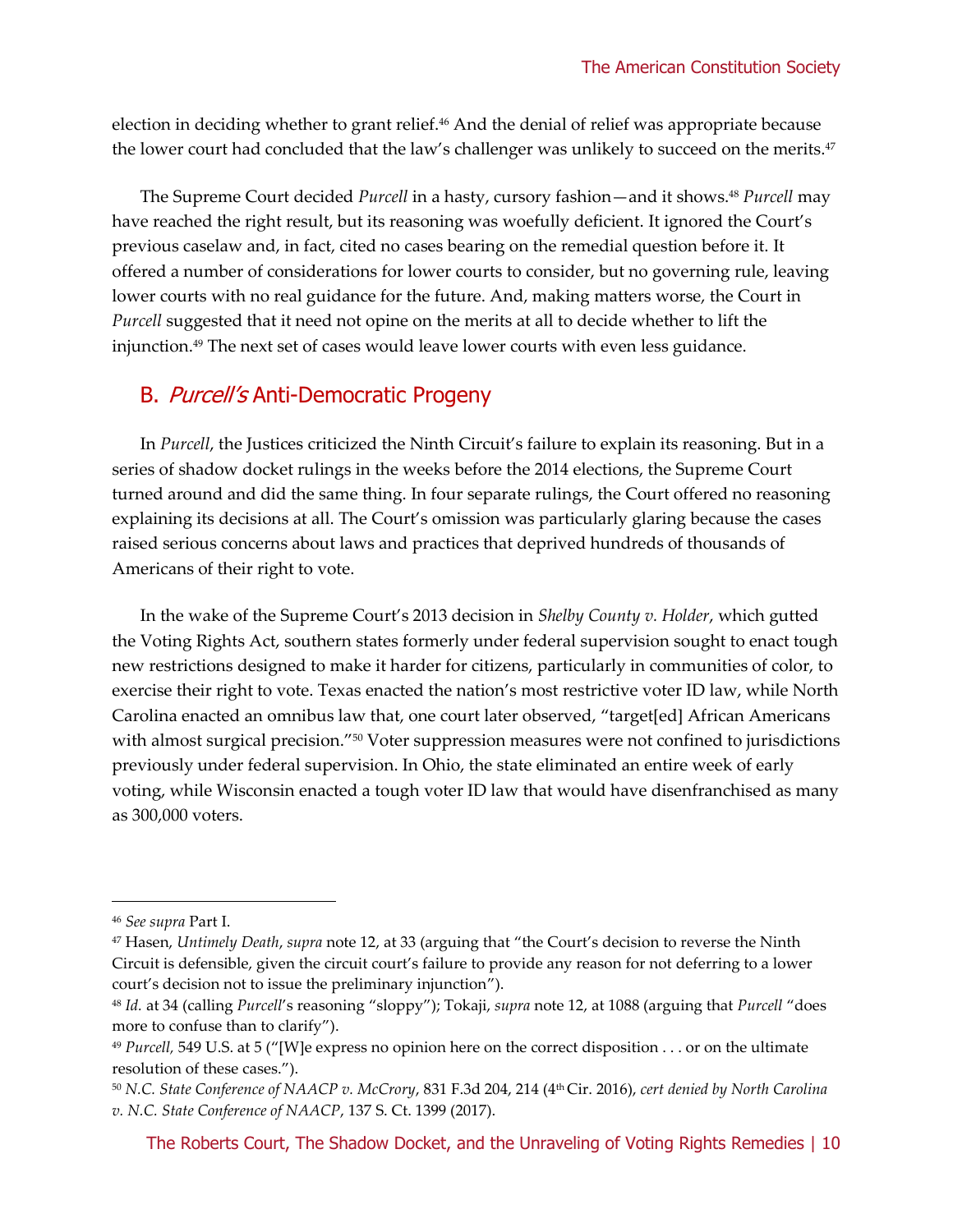election in deciding whether to grant relief.[46] And the denial of relief was appropriate because the lower court had concluded that the law's challenger was unlikely to succeed on the merits.[47]

The Supreme Court decided *Purcell* in a hasty, cursory fashion—and it shows.[48] *Purcell* may have reached the right result, but its reasoning was woefully deficient. It ignored the Court's previous caselaw and, in fact, cited no cases bearing on the remedial question before it. It offered a number of considerations for lower courts to consider, but no governing rule, leaving lower courts with no real guidance for the future. And, making matters worse, the Court in *Purcell* suggested that it need not opine on the merits at all to decide whether to lift the injunction.[49] The next set of cases would leave lower courts with even less guidance.

## B. *Purcell's* Anti-Democratic Progeny

In *Purcell*, the Justices criticized the Ninth Circuit's failure to explain its reasoning. But in a series of shadow docket rulings in the weeks before the 2014 elections, the Supreme Court turned around and did the same thing. In four separate rulings, the Court offered no reasoning explaining its decisions at all. The Court's omission was particularly glaring because the cases raised serious concerns about laws and practices that deprived hundreds of thousands of Americans of their right to vote.

In the wake of the Supreme Court's 2013 decision in *Shelby County v. Holder*, which gutted the Voting Rights Act, southern states formerly under federal supervision sought to enact tough new restrictions designed to make it harder for citizens, particularly in communities of color, to exercise their right to vote. Texas enacted the nation's most restrictive voter ID law, while North Carolina enacted an omnibus law that, one court later observed, "target[ed] African Americans with almost surgical precision."[50] Voter suppression measures were not confined to jurisdictions previously under federal supervision. In Ohio, the state eliminated an entire week of early voting, while Wisconsin enacted a tough voter ID law that would have disenfranchised as many as 300,000 voters.

---

[46] *See supra* Part I.

[47] Hasen, *Untimely Death*, *supra* note 12, at 33 (arguing that "the Court's decision to reverse the Ninth Circuit is defensible, given the circuit court's failure to provide any reason for not deferring to a lower court's decision not to issue the preliminary injunction").

[48] *Id.* at 34 (calling *Purcell*'s reasoning "sloppy"); Tokaji, *supra* note 12, at 1088 (arguing that *Purcell* "does more to confuse than to clarify").

[49] *Purcell*, 549 U.S. at 5 ("[W]e express no opinion here on the correct disposition . . . or on the ultimate resolution of these cases.").

[50] *N.C. State Conference of NAACP v. McCrory*, 831 F.3d 204, 214 (4th Cir. 2016), *cert denied by North Carolina v. N.C. State Conference of NAACP*, 137 S. Ct. 1399 (2017).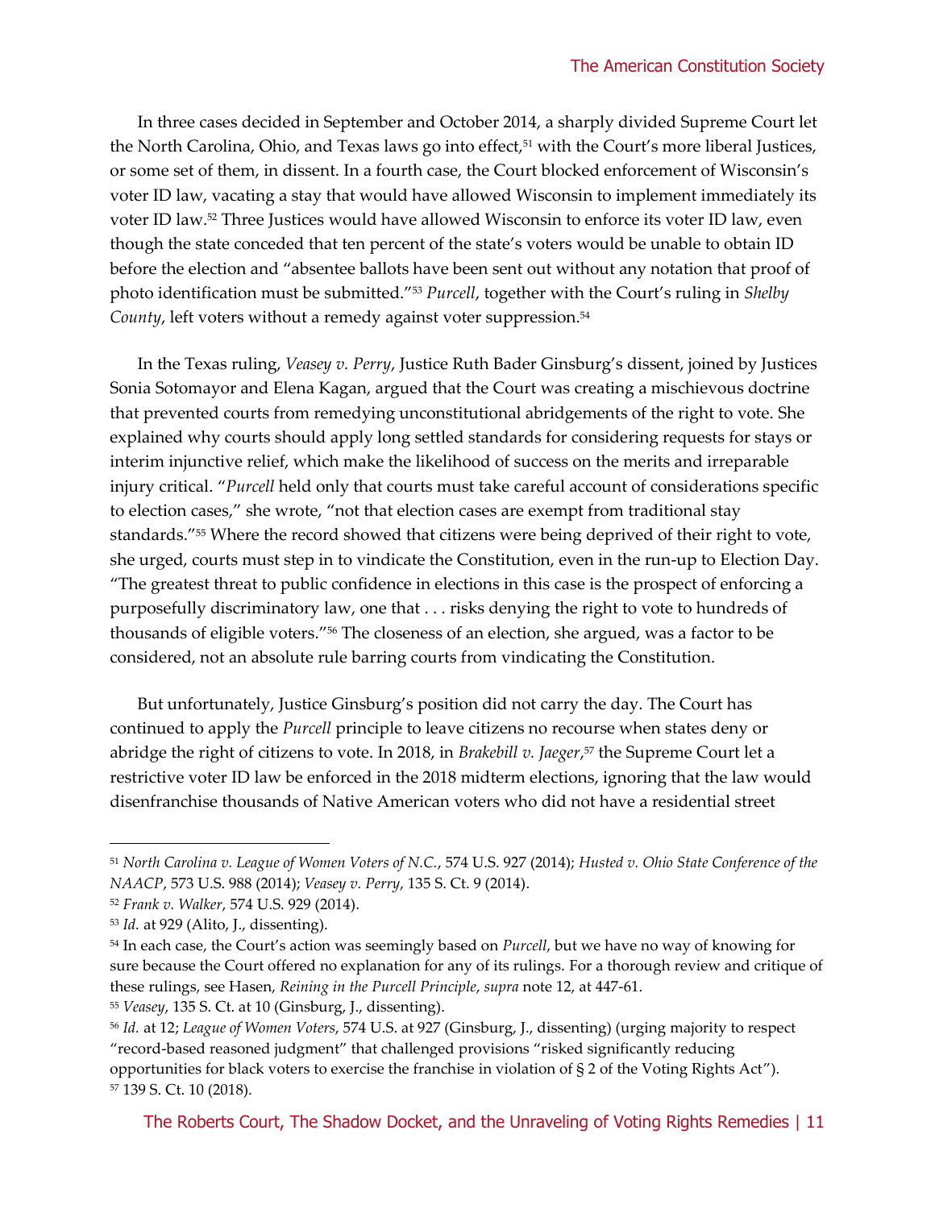In three cases decided in September and October 2014, a sharply divided Supreme Court let the North Carolina, Ohio, and Texas laws go into effect,[51] with the Court's more liberal Justices, or some set of them, in dissent. In a fourth case, the Court blocked enforcement of Wisconsin's voter ID law, vacating a stay that would have allowed Wisconsin to implement immediately its voter ID law.[52] Three Justices would have allowed Wisconsin to enforce its voter ID law, even though the state conceded that ten percent of the state's voters would be unable to obtain ID before the election and "absentee ballots have been sent out without any notation that proof of photo identification must be submitted."[53] *Purcell*, together with the Court's ruling in *Shelby County*, left voters without a remedy against voter suppression.[54]

In the Texas ruling, *Veasey v. Perry*, Justice Ruth Bader Ginsburg's dissent, joined by Justices Sonia Sotomayor and Elena Kagan, argued that the Court was creating a mischievous doctrine that prevented courts from remedying unconstitutional abridgements of the right to vote. She explained why courts should apply long settled standards for considering requests for stays or interim injunctive relief, which make the likelihood of success on the merits and irreparable injury critical. "*Purcell* held only that courts must take careful account of considerations specific to election cases," she wrote, "not that election cases are exempt from traditional stay standards."[55] Where the record showed that citizens were being deprived of their right to vote, she urged, courts must step in to vindicate the Constitution, even in the run-up to Election Day. "The greatest threat to public confidence in elections in this case is the prospect of enforcing a purposefully discriminatory law, one that . . . risks denying the right to vote to hundreds of thousands of eligible voters."[56] The closeness of an election, she argued, was a factor to be considered, not an absolute rule barring courts from vindicating the Constitution.

But unfortunately, Justice Ginsburg's position did not carry the day. The Court has continued to apply the *Purcell* principle to leave citizens no recourse when states deny or abridge the right of citizens to vote. In 2018, in *Brakebill v. Jaeger*,[57] the Supreme Court let a restrictive voter ID law be enforced in the 2018 midterm elections, ignoring that the law would disenfranchise thousands of Native American voters who did not have a residential street

---

[51] *North Carolina v. League of Women Voters of N.C.*, 574 U.S. 927 (2014); *Husted v. Ohio State Conference of the NAACP*, 573 U.S. 988 (2014); *Veasey v. Perry*, 135 S. Ct. 9 (2014).

[52] *Frank v. Walker*, 574 U.S. 929 (2014).

[53] *Id.* at 929 (Alito, J., dissenting).

[54] In each case, the Court's action was seemingly based on *Purcell*, but we have no way of knowing for sure because the Court offered no explanation for any of its rulings. For a thorough review and critique of these rulings, see Hasen, *Reining in the Purcell Principle*, *supra* note 12, at 447-61.

[55] *Veasey*, 135 S. Ct. at 10 (Ginsburg, J., dissenting).

[56] *Id.* at 12; *League of Women Voters*, 574 U.S. at 927 (Ginsburg, J., dissenting) (urging majority to respect "record-based reasoned judgment" that challenged provisions "risked significantly reducing opportunities for black voters to exercise the franchise in violation of § 2 of the Voting Rights Act").

[57] 139 S. Ct. 10 (2018).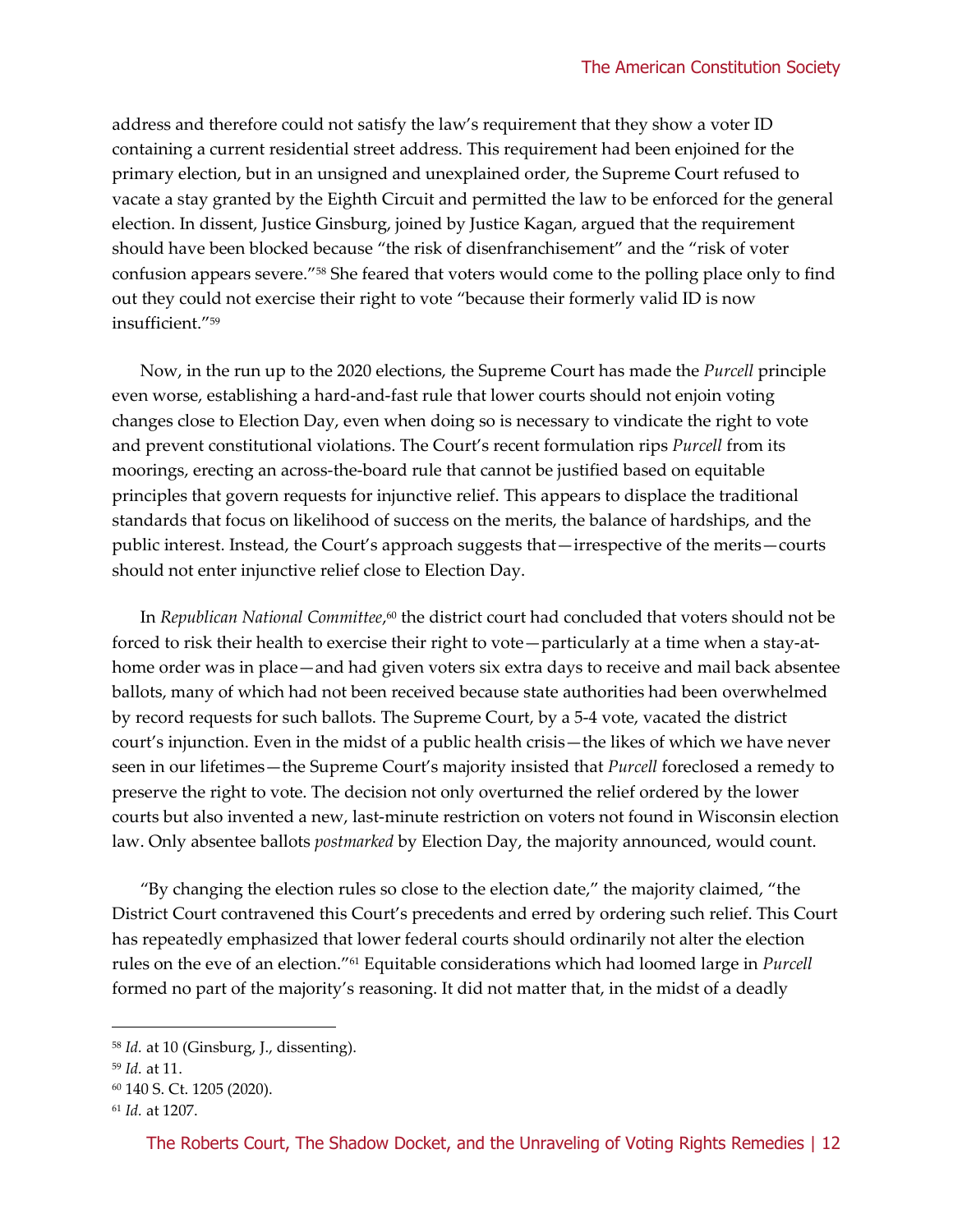address and therefore could not satisfy the law's requirement that they show a voter ID containing a current residential street address. This requirement had been enjoined for the primary election, but in an unsigned and unexplained order, the Supreme Court refused to vacate a stay granted by the Eighth Circuit and permitted the law to be enforced for the general election. In dissent, Justice Ginsburg, joined by Justice Kagan, argued that the requirement should have been blocked because "the risk of disenfranchisement" and the "risk of voter confusion appears severe."[58] She feared that voters would come to the polling place only to find out they could not exercise their right to vote "because their formerly valid ID is now insufficient."[59]

Now, in the run up to the 2020 elections, the Supreme Court has made the *Purcell* principle even worse, establishing a hard-and-fast rule that lower courts should not enjoin voting changes close to Election Day, even when doing so is necessary to vindicate the right to vote and prevent constitutional violations. The Court's recent formulation rips *Purcell* from its moorings, erecting an across-the-board rule that cannot be justified based on equitable principles that govern requests for injunctive relief. This appears to displace the traditional standards that focus on likelihood of success on the merits, the balance of hardships, and the public interest. Instead, the Court's approach suggests that—irrespective of the merits—courts should not enter injunctive relief close to Election Day.

In *Republican National Committee*,[60] the district court had concluded that voters should not be forced to risk their health to exercise their right to vote—particularly at a time when a stay-at-home order was in place—and had given voters six extra days to receive and mail back absentee ballots, many of which had not been received because state authorities had been overwhelmed by record requests for such ballots. The Supreme Court, by a 5-4 vote, vacated the district court's injunction. Even in the midst of a public health crisis—the likes of which we have never seen in our lifetimes—the Supreme Court's majority insisted that *Purcell* foreclosed a remedy to preserve the right to vote. The decision not only overturned the relief ordered by the lower courts but also invented a new, last-minute restriction on voters not found in Wisconsin election law. Only absentee ballots *postmarked* by Election Day, the majority announced, would count.

"By changing the election rules so close to the election date," the majority claimed, "the District Court contravened this Court's precedents and erred by ordering such relief. This Court has repeatedly emphasized that lower federal courts should ordinarily not alter the election rules on the eve of an election."[61] Equitable considerations which had loomed large in *Purcell* formed no part of the majority's reasoning. It did not matter that, in the midst of a deadly

---

[58] *Id.* at 10 (Ginsburg, J., dissenting).

[59] *Id.* at 11.

[60] 140 S. Ct. 1205 (2020).

[61] *Id.* at 1207.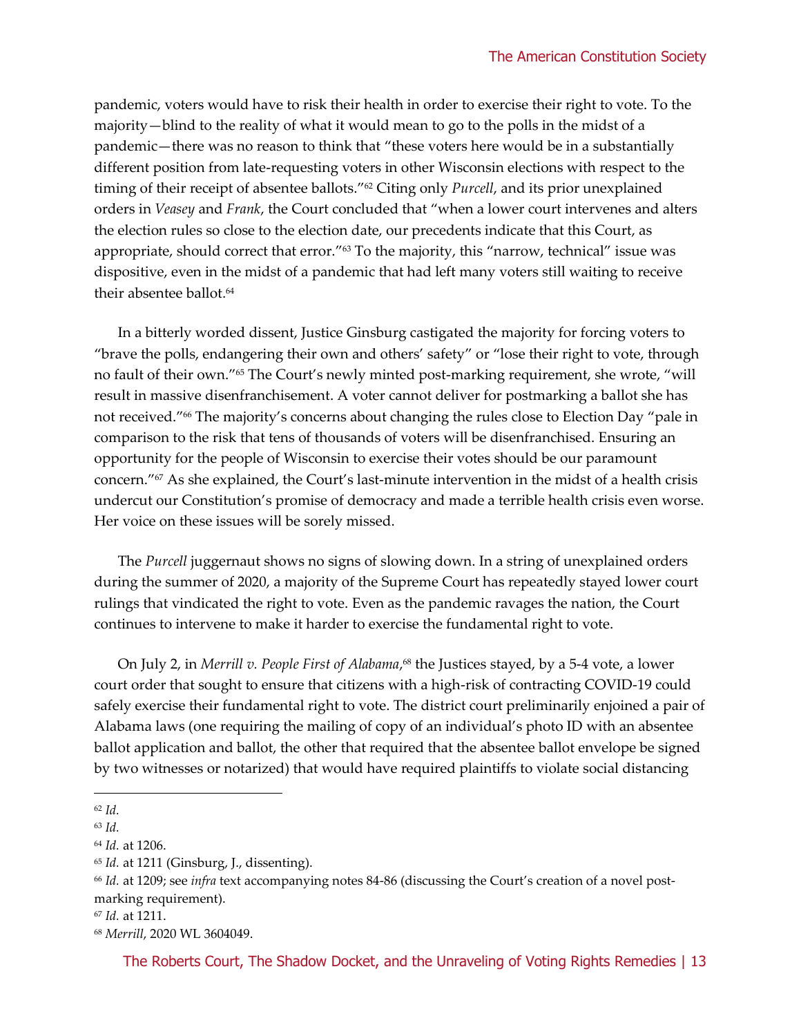pandemic, voters would have to risk their health in order to exercise their right to vote. To the majority—blind to the reality of what it would mean to go to the polls in the midst of a pandemic—there was no reason to think that "these voters here would be in a substantially different position from late-requesting voters in other Wisconsin elections with respect to the timing of their receipt of absentee ballots."[62] Citing only *Purcell*, and its prior unexplained orders in *Veasey* and *Frank*, the Court concluded that "when a lower court intervenes and alters the election rules so close to the election date, our precedents indicate that this Court, as appropriate, should correct that error."[63] To the majority, this "narrow, technical" issue was dispositive, even in the midst of a pandemic that had left many voters still waiting to receive their absentee ballot.[64]

In a bitterly worded dissent, Justice Ginsburg castigated the majority for forcing voters to "brave the polls, endangering their own and others' safety" or "lose their right to vote, through no fault of their own."[65] The Court's newly minted post-marking requirement, she wrote, "will result in massive disenfranchisement. A voter cannot deliver for postmarking a ballot she has not received."[66] The majority's concerns about changing the rules close to Election Day "pale in comparison to the risk that tens of thousands of voters will be disenfranchised. Ensuring an opportunity for the people of Wisconsin to exercise their votes should be our paramount concern."[67] As she explained, the Court's last-minute intervention in the midst of a health crisis undercut our Constitution's promise of democracy and made a terrible health crisis even worse. Her voice on these issues will be sorely missed.

The *Purcell* juggernaut shows no signs of slowing down. In a string of unexplained orders during the summer of 2020, a majority of the Supreme Court has repeatedly stayed lower court rulings that vindicated the right to vote. Even as the pandemic ravages the nation, the Court continues to intervene to make it harder to exercise the fundamental right to vote.

On July 2, in *Merrill v. People First of Alabama*,[68] the Justices stayed, by a 5-4 vote, a lower court order that sought to ensure that citizens with a high-risk of contracting COVID-19 could safely exercise their fundamental right to vote. The district court preliminarily enjoined a pair of Alabama laws (one requiring the mailing of copy of an individual's photo ID with an absentee ballot application and ballot, the other that required that the absentee ballot envelope be signed by two witnesses or notarized) that would have required plaintiffs to violate social distancing

---

[62] *Id.*

[63] *Id.*

[64] *Id.* at 1206.

[65] *Id.* at 1211 (Ginsburg, J., dissenting).

[66] *Id.* at 1209; see *infra* text accompanying notes 84-86 (discussing the Court's creation of a novel post-marking requirement).

[67] *Id.* at 1211.

[68] *Merrill*, 2020 WL 3604049.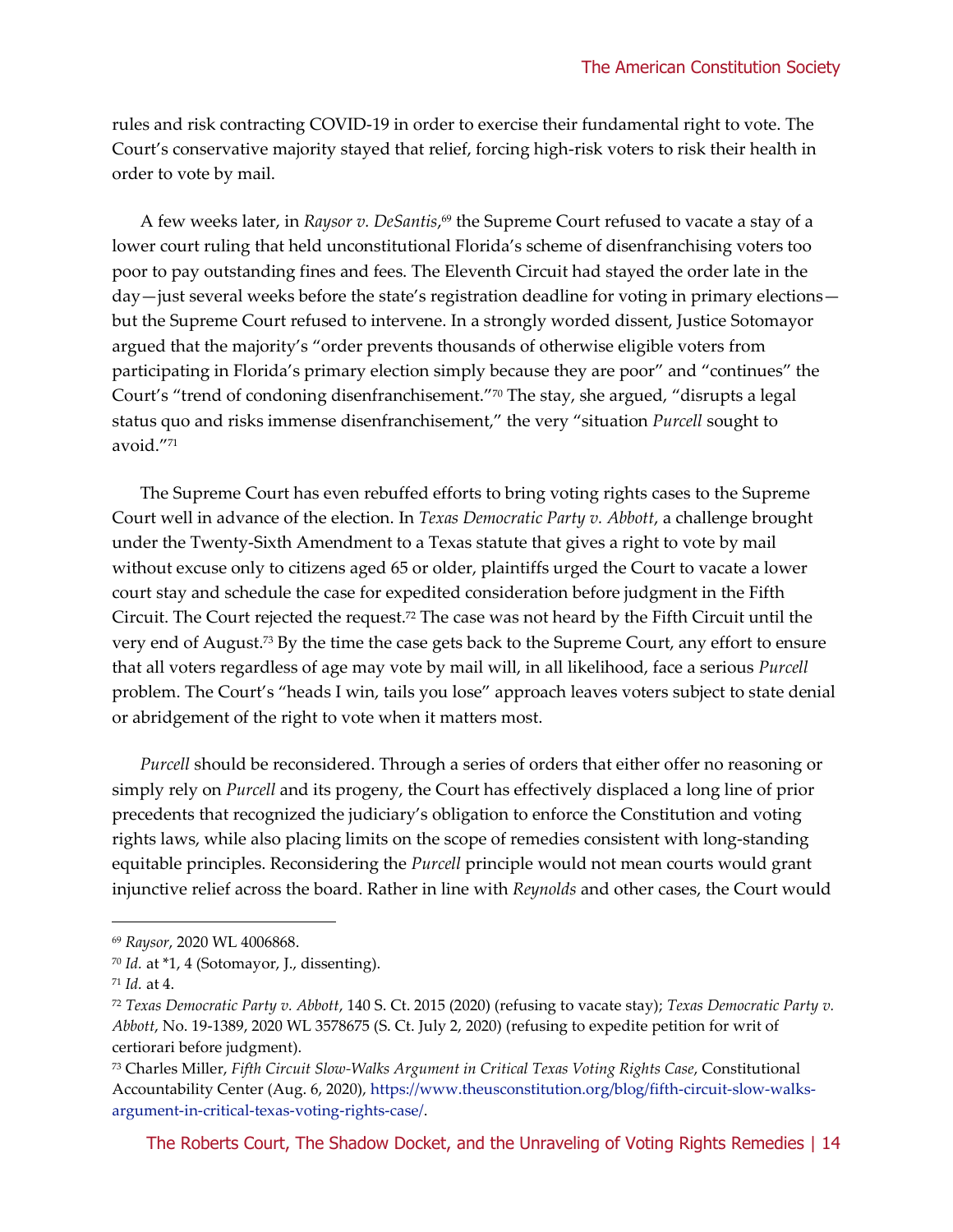rules and risk contracting COVID-19 in order to exercise their fundamental right to vote. The Court's conservative majority stayed that relief, forcing high-risk voters to risk their health in order to vote by mail.

A few weeks later, in *Raysor v. DeSantis*,[69] the Supreme Court refused to vacate a stay of a lower court ruling that held unconstitutional Florida's scheme of disenfranchising voters too poor to pay outstanding fines and fees. The Eleventh Circuit had stayed the order late in the day—just several weeks before the state's registration deadline for voting in primary elections—but the Supreme Court refused to intervene. In a strongly worded dissent, Justice Sotomayor argued that the majority's "order prevents thousands of otherwise eligible voters from participating in Florida's primary election simply because they are poor" and "continues" the Court's "trend of condoning disenfranchisement."[70] The stay, she argued, "disrupts a legal status quo and risks immense disenfranchisement," the very "situation *Purcell* sought to avoid."[71]

The Supreme Court has even rebuffed efforts to bring voting rights cases to the Supreme Court well in advance of the election. In *Texas Democratic Party v. Abbott*, a challenge brought under the Twenty-Sixth Amendment to a Texas statute that gives a right to vote by mail without excuse only to citizens aged 65 or older, plaintiffs urged the Court to vacate a lower court stay and schedule the case for expedited consideration before judgment in the Fifth Circuit. The Court rejected the request.[72] The case was not heard by the Fifth Circuit until the very end of August.[73] By the time the case gets back to the Supreme Court, any effort to ensure that all voters regardless of age may vote by mail will, in all likelihood, face a serious *Purcell* problem. The Court's "heads I win, tails you lose" approach leaves voters subject to state denial or abridgement of the right to vote when it matters most.

*Purcell* should be reconsidered. Through a series of orders that either offer no reasoning or simply rely on *Purcell* and its progeny, the Court has effectively displaced a long line of prior precedents that recognized the judiciary's obligation to enforce the Constitution and voting rights laws, while also placing limits on the scope of remedies consistent with long-standing equitable principles. Reconsidering the *Purcell* principle would not mean courts would grant injunctive relief across the board. Rather in line with *Reynolds* and other cases, the Court would

---

[69] *Raysor*, 2020 WL 4006868.

[70] *Id.* at *1, 4 (Sotomayor, J., dissenting).

[71] *Id.* at 4.

[72] *Texas Democratic Party v. Abbott*, 140 S. Ct. 2015 (2020) (refusing to vacate stay); *Texas Democratic Party v. Abbott*, No. 19-1389, 2020 WL 3578675 (S. Ct. July 2, 2020) (refusing to expedite petition for writ of certiorari before judgment).

[73] Charles Miller, *Fifth Circuit Slow-Walks Argument in Critical Texas Voting Rights Case*, Constitutional Accountability Center (Aug. 6, 2020), https://www.theusconstitution.org/blog/fifth-circuit-slow-walks-argument-in-critical-texas-voting-rights-case/.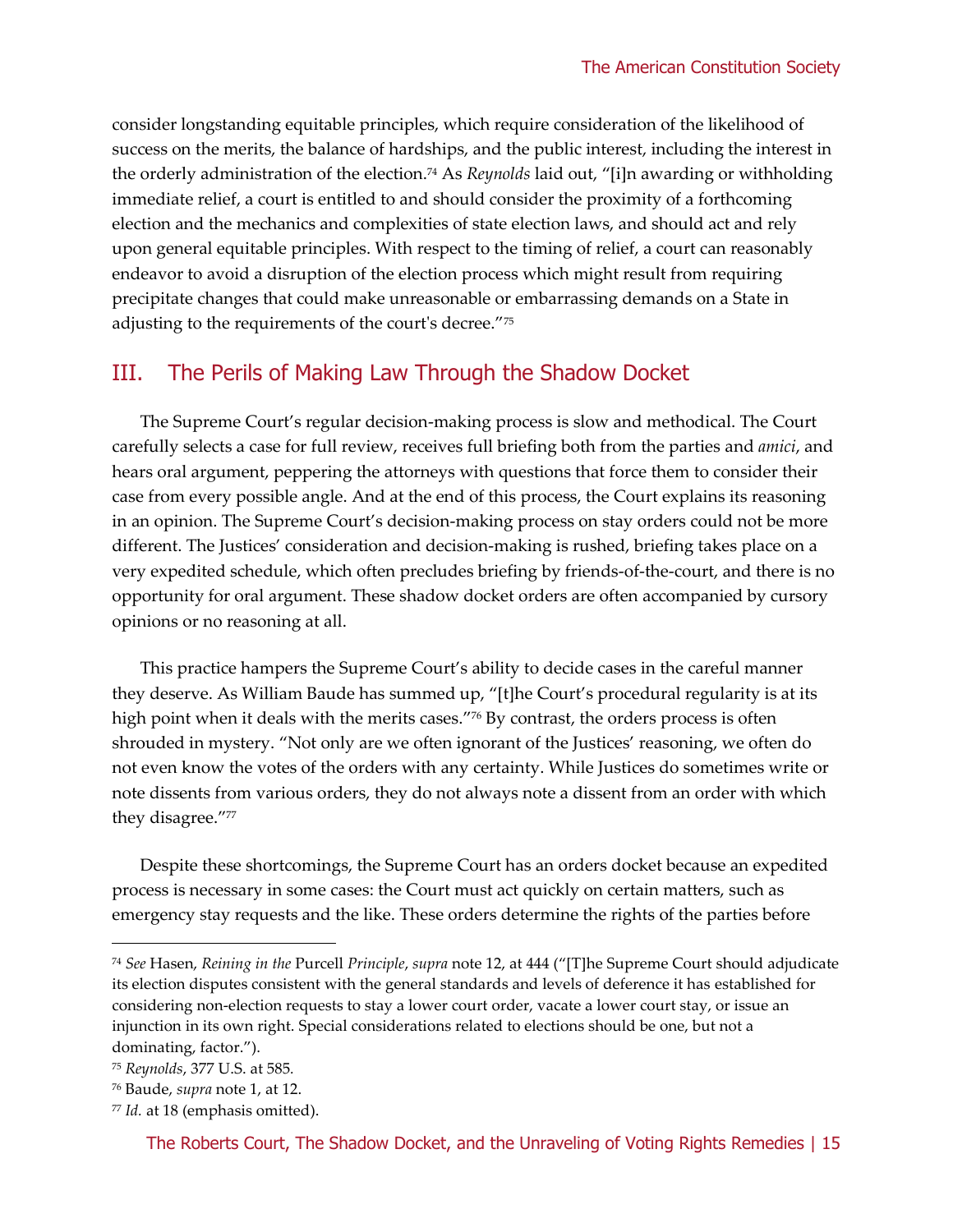consider longstanding equitable principles, which require consideration of the likelihood of success on the merits, the balance of hardships, and the public interest, including the interest in the orderly administration of the election.[74] As *Reynolds* laid out, "[i]n awarding or withholding immediate relief, a court is entitled to and should consider the proximity of a forthcoming election and the mechanics and complexities of state election laws, and should act and rely upon general equitable principles. With respect to the timing of relief, a court can reasonably endeavor to avoid a disruption of the election process which might result from requiring precipitate changes that could make unreasonable or embarrassing demands on a State in adjusting to the requirements of the court's decree."[75]

## III. The Perils of Making Law Through the Shadow Docket

The Supreme Court's regular decision-making process is slow and methodical. The Court carefully selects a case for full review, receives full briefing both from the parties and *amici*, and hears oral argument, peppering the attorneys with questions that force them to consider their case from every possible angle. And at the end of this process, the Court explains its reasoning in an opinion. The Supreme Court's decision-making process on stay orders could not be more different. The Justices' consideration and decision-making is rushed, briefing takes place on a very expedited schedule, which often precludes briefing by friends-of-the-court, and there is no opportunity for oral argument. These shadow docket orders are often accompanied by cursory opinions or no reasoning at all.

This practice hampers the Supreme Court's ability to decide cases in the careful manner they deserve. As William Baude has summed up, "[t]he Court's procedural regularity is at its high point when it deals with the merits cases."[76] By contrast, the orders process is often shrouded in mystery. "Not only are we often ignorant of the Justices' reasoning, we often do not even know the votes of the orders with any certainty. While Justices do sometimes write or note dissents from various orders, they do not always note a dissent from an order with which they disagree."[77]

Despite these shortcomings, the Supreme Court has an orders docket because an expedited process is necessary in some cases: the Court must act quickly on certain matters, such as emergency stay requests and the like. These orders determine the rights of the parties before

---

[74] *See* Hasen, *Reining in the* Purcell *Principle*, *supra* note 12, at 444 ("[T]he Supreme Court should adjudicate its election disputes consistent with the general standards and levels of deference it has established for considering non-election requests to stay a lower court order, vacate a lower court stay, or issue an injunction in its own right. Special considerations related to elections should be one, but not a dominating, factor.").

[75] *Reynolds*, 377 U.S. at 585.

[76] Baude, *supra* note 1, at 12.

[77] *Id.* at 18 (emphasis omitted).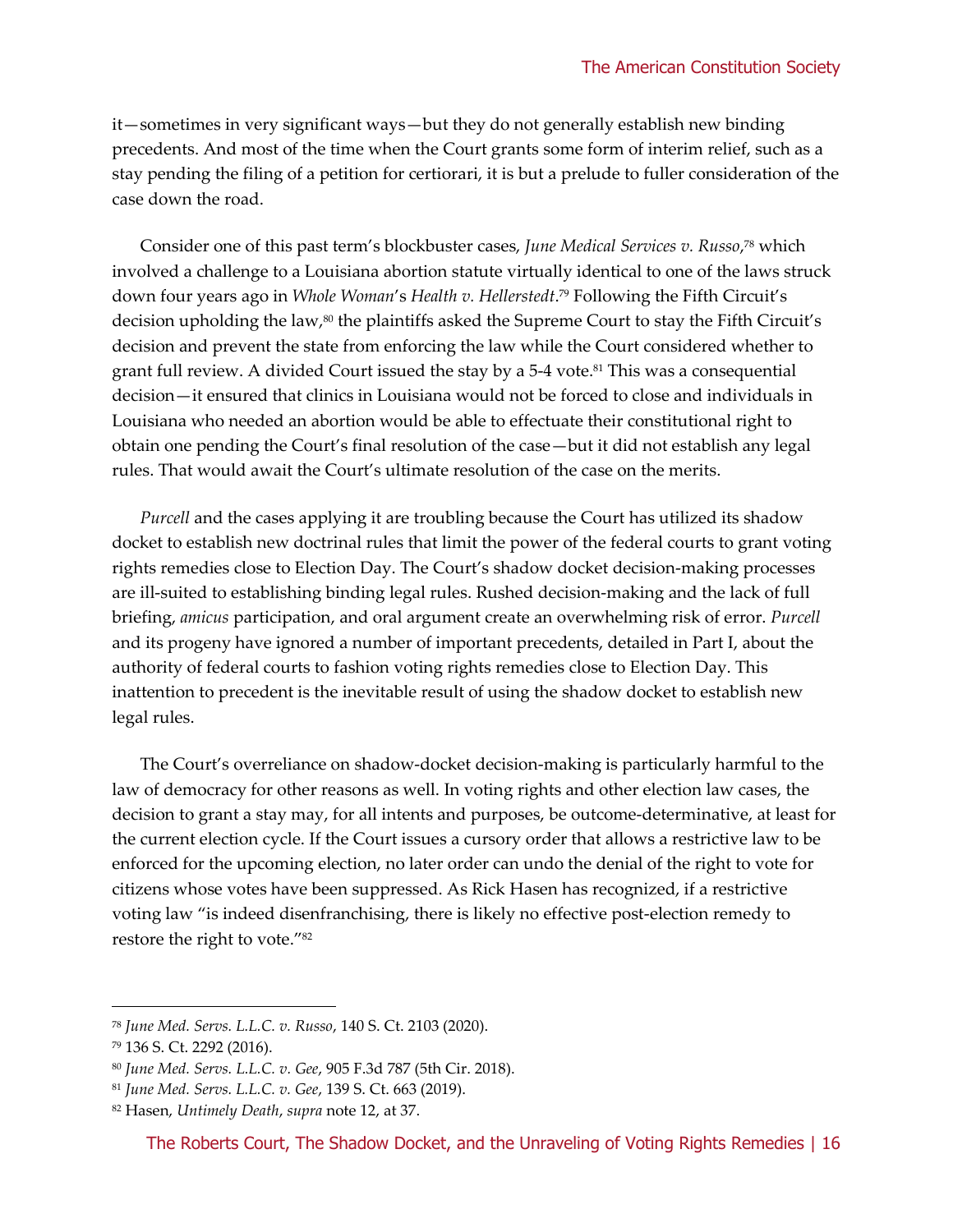it—sometimes in very significant ways—but they do not generally establish new binding precedents. And most of the time when the Court grants some form of interim relief, such as a stay pending the filing of a petition for certiorari, it is but a prelude to fuller consideration of the case down the road.

Consider one of this past term's blockbuster cases, *June Medical Services v. Russo*,[78] which involved a challenge to a Louisiana abortion statute virtually identical to one of the laws struck down four years ago in *Whole Woman*'s *Health v. Hellerstedt*.[79] Following the Fifth Circuit's decision upholding the law,[80] the plaintiffs asked the Supreme Court to stay the Fifth Circuit's decision and prevent the state from enforcing the law while the Court considered whether to grant full review. A divided Court issued the stay by a 5-4 vote.[81] This was a consequential decision—it ensured that clinics in Louisiana would not be forced to close and individuals in Louisiana who needed an abortion would be able to effectuate their constitutional right to obtain one pending the Court's final resolution of the case—but it did not establish any legal rules. That would await the Court's ultimate resolution of the case on the merits.

*Purcell* and the cases applying it are troubling because the Court has utilized its shadow docket to establish new doctrinal rules that limit the power of the federal courts to grant voting rights remedies close to Election Day. The Court's shadow docket decision-making processes are ill-suited to establishing binding legal rules. Rushed decision-making and the lack of full briefing, *amicus* participation, and oral argument create an overwhelming risk of error. *Purcell* and its progeny have ignored a number of important precedents, detailed in Part I, about the authority of federal courts to fashion voting rights remedies close to Election Day. This inattention to precedent is the inevitable result of using the shadow docket to establish new legal rules.

The Court's overreliance on shadow-docket decision-making is particularly harmful to the law of democracy for other reasons as well. In voting rights and other election law cases, the decision to grant a stay may, for all intents and purposes, be outcome-determinative, at least for the current election cycle. If the Court issues a cursory order that allows a restrictive law to be enforced for the upcoming election, no later order can undo the denial of the right to vote for citizens whose votes have been suppressed. As Rick Hasen has recognized, if a restrictive voting law "is indeed disenfranchising, there is likely no effective post-election remedy to restore the right to vote."[82]

---

[78] *June Med. Servs. L.L.C. v. Russo*, 140 S. Ct. 2103 (2020).

[79] 136 S. Ct. 2292 (2016).

[80] *June Med. Servs. L.L.C. v. Gee*, 905 F.3d 787 (5th Cir. 2018).

[81] *June Med. Servs. L.L.C. v. Gee*, 139 S. Ct. 663 (2019).

[82] Hasen, *Untimely Death*, *supra* note 12, at 37.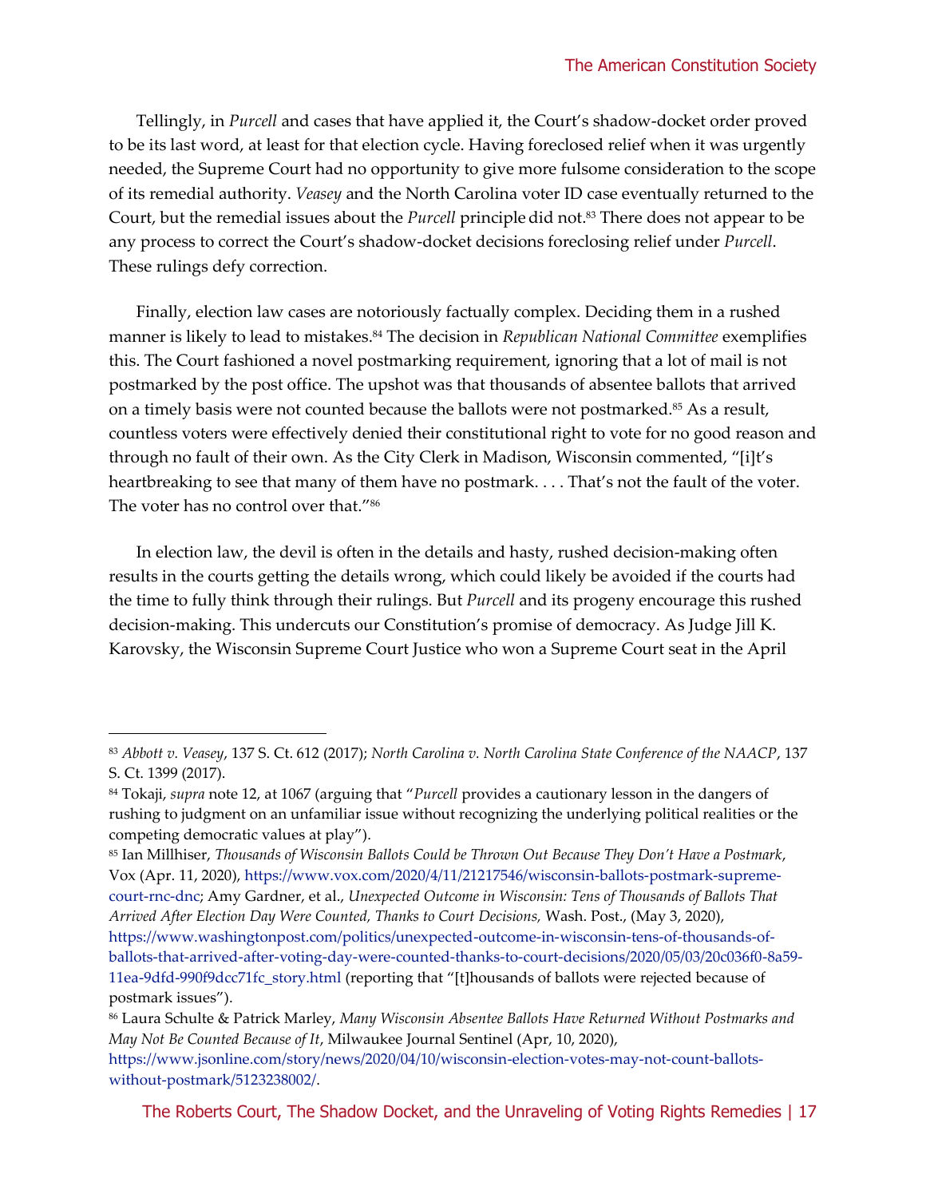Tellingly, in *Purcell* and cases that have applied it, the Court's shadow-docket order proved to be its last word, at least for that election cycle. Having foreclosed relief when it was urgently needed, the Supreme Court had no opportunity to give more fulsome consideration to the scope of its remedial authority. *Veasey* and the North Carolina voter ID case eventually returned to the Court, but the remedial issues about the *Purcell* principle did not.[83] There does not appear to be any process to correct the Court's shadow-docket decisions foreclosing relief under *Purcell*. These rulings defy correction.

Finally, election law cases are notoriously factually complex. Deciding them in a rushed manner is likely to lead to mistakes.[84] The decision in *Republican National Committee* exemplifies this. The Court fashioned a novel postmarking requirement, ignoring that a lot of mail is not postmarked by the post office. The upshot was that thousands of absentee ballots that arrived on a timely basis were not counted because the ballots were not postmarked.[85] As a result, countless voters were effectively denied their constitutional right to vote for no good reason and through no fault of their own. As the City Clerk in Madison, Wisconsin commented, "[i]t's heartbreaking to see that many of them have no postmark. . . . That's not the fault of the voter. The voter has no control over that."[86]

In election law, the devil is often in the details and hasty, rushed decision-making often results in the courts getting the details wrong, which could likely be avoided if the courts had the time to fully think through their rulings. But *Purcell* and its progeny encourage this rushed decision-making. This undercuts our Constitution's promise of democracy. As Judge Jill K. Karovsky, the Wisconsin Supreme Court Justice who won a Supreme Court seat in the April

---

[83] *Abbott v. Veasey*, 137 S. Ct. 612 (2017); *North Carolina v. North Carolina State Conference of the NAACP*, 137 S. Ct. 1399 (2017).

[84] Tokaji, *supra* note 12, at 1067 (arguing that "*Purcell* provides a cautionary lesson in the dangers of rushing to judgment on an unfamiliar issue without recognizing the underlying political realities or the competing democratic values at play").

[85] Ian Millhiser, *Thousands of Wisconsin Ballots Could be Thrown Out Because They Don't Have a Postmark*, Vox (Apr. 11, 2020), https://www.vox.com/2020/4/11/21217546/wisconsin-ballots-postmark-supreme-court-rnc-dnc; Amy Gardner, et al., *Unexpected Outcome in Wisconsin: Tens of Thousands of Ballots That Arrived After Election Day Were Counted, Thanks to Court Decisions,* Wash. Post., (May 3, 2020), https://www.washingtonpost.com/politics/unexpected-outcome-in-wisconsin-tens-of-thousands-of-ballots-that-arrived-after-voting-day-were-counted-thanks-to-court-decisions/2020/05/03/20c036f0-8a59-11ea-9dfd-990f9dcc71fc_story.html (reporting that "[t]housands of ballots were rejected because of postmark issues").

[86] Laura Schulte & Patrick Marley, *Many Wisconsin Absentee Ballots Have Returned Without Postmarks and May Not Be Counted Because of It*, Milwaukee Journal Sentinel (Apr, 10, 2020), https://www.jsonline.com/story/news/2020/04/10/wisconsin-election-votes-may-not-count-ballots-without-postmark/5123238002/.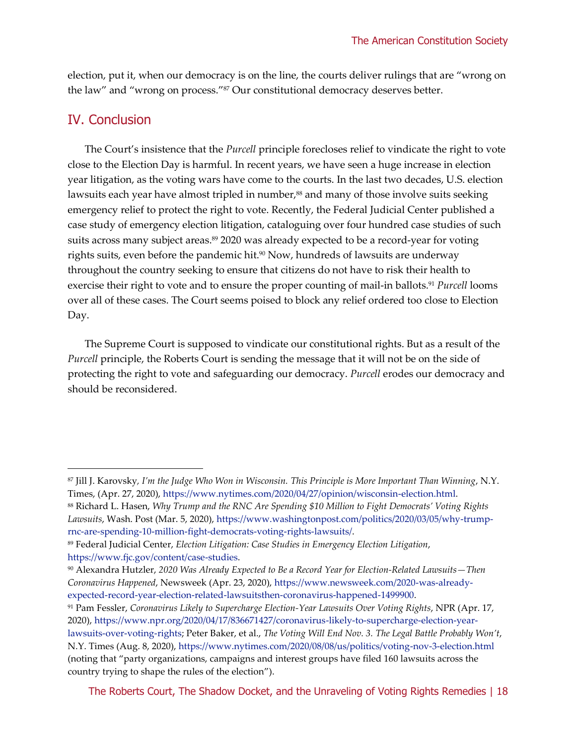election, put it, when our democracy is on the line, the courts deliver rulings that are "wrong on the law" and "wrong on process."[87] Our constitutional democracy deserves better.

## IV. Conclusion

The Court's insistence that the *Purcell* principle forecloses relief to vindicate the right to vote close to the Election Day is harmful. In recent years, we have seen a huge increase in election year litigation, as the voting wars have come to the courts. In the last two decades, U.S. election lawsuits each year have almost tripled in number,[88] and many of those involve suits seeking emergency relief to protect the right to vote. Recently, the Federal Judicial Center published a case study of emergency election litigation, cataloguing over four hundred case studies of such suits across many subject areas.[89] 2020 was already expected to be a record-year for voting rights suits, even before the pandemic hit.[90] Now, hundreds of lawsuits are underway throughout the country seeking to ensure that citizens do not have to risk their health to exercise their right to vote and to ensure the proper counting of mail-in ballots.[91] *Purcell* looms over all of these cases. The Court seems poised to block any relief ordered too close to Election Day.

The Supreme Court is supposed to vindicate our constitutional rights. But as a result of the *Purcell* principle, the Roberts Court is sending the message that it will not be on the side of protecting the right to vote and safeguarding our democracy. *Purcell* erodes our democracy and should be reconsidered.

---

[87] Jill J. Karovsky, *I'm the Judge Who Won in Wisconsin. This Principle is More Important Than Winning*, N.Y. Times, (Apr. 27, 2020), https://www.nytimes.com/2020/04/27/opinion/wisconsin-election.html.

[88] Richard L. Hasen, *Why Trump and the RNC Are Spending $10 Million to Fight Democrats' Voting Rights Lawsuits*, Wash. Post (Mar. 5, 2020), https://www.washingtonpost.com/politics/2020/03/05/why-trump-rnc-are-spending-10-million-fight-democrats-voting-rights-lawsuits/.

[89] Federal Judicial Center, *Election Litigation: Case Studies in Emergency Election Litigation*, https://www.fjc.gov/content/case-studies.

[90] Alexandra Hutzler, *2020 Was Already Expected to Be a Record Year for Election-Related Lawsuits—Then Coronavirus Happened*, Newsweek (Apr. 23, 2020), https://www.newsweek.com/2020-was-already-expected-record-year-election-related-lawsuitsthen-coronavirus-happened-1499900.

[91] Pam Fessler, *Coronavirus Likely to Supercharge Election-Year Lawsuits Over Voting Rights*, NPR (Apr. 17, 2020), https://www.npr.org/2020/04/17/836671427/coronavirus-likely-to-supercharge-election-year-lawsuits-over-voting-rights; Peter Baker, et al., *The Voting Will End Nov. 3. The Legal Battle Probably Won't*, N.Y. Times (Aug. 8, 2020), https://www.nytimes.com/2020/08/08/us/politics/voting-nov-3-election.html (noting that "party organizations, campaigns and interest groups have filed 160 lawsuits across the country trying to shape the rules of the election").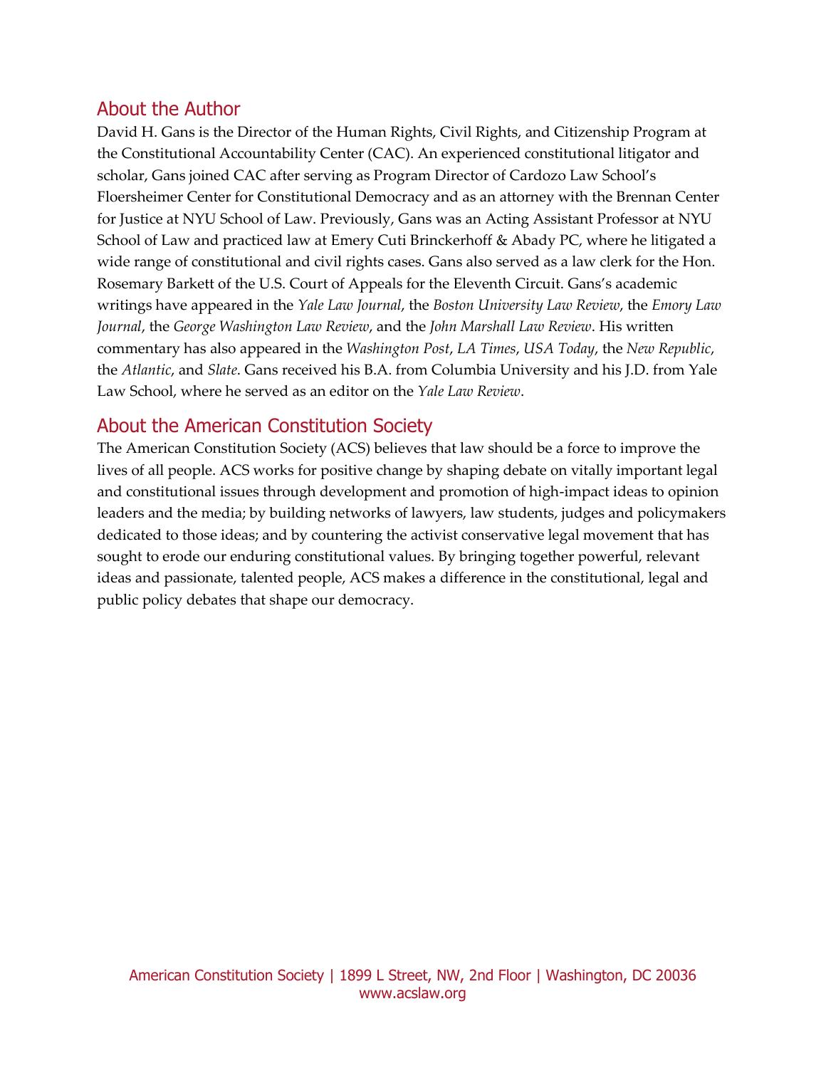## About the Author

David H. Gans is the Director of the Human Rights, Civil Rights, and Citizenship Program at the Constitutional Accountability Center (CAC). An experienced constitutional litigator and scholar, Gans joined CAC after serving as Program Director of Cardozo Law School's Floersheimer Center for Constitutional Democracy and as an attorney with the Brennan Center for Justice at NYU School of Law. Previously, Gans was an Acting Assistant Professor at NYU School of Law and practiced law at Emery Cuti Brinckerhoff & Abady PC, where he litigated a wide range of constitutional and civil rights cases. Gans also served as a law clerk for the Hon. Rosemary Barkett of the U.S. Court of Appeals for the Eleventh Circuit. Gans's academic writings have appeared in the *Yale Law Journal*, the *Boston University Law Review*, the *Emory Law Journal*, the *George Washington Law Review*, and the *John Marshall Law Review*. His written commentary has also appeared in the *Washington Post*, *LA Times*, *USA Today*, the *New Republic*, the *Atlantic*, and *Slate*. Gans received his B.A. from Columbia University and his J.D. from Yale Law School, where he served as an editor on the *Yale Law Review*.

## About the American Constitution Society

The American Constitution Society (ACS) believes that law should be a force to improve the lives of all people. ACS works for positive change by shaping debate on vitally important legal and constitutional issues through development and promotion of high-impact ideas to opinion leaders and the media; by building networks of lawyers, law students, judges and policymakers dedicated to those ideas; and by countering the activist conservative legal movement that has sought to erode our enduring constitutional values. By bringing together powerful, relevant ideas and passionate, talented people, ACS makes a difference in the constitutional, legal and public policy debates that shape our democracy.

American Constitution Society | 1899 L Street, NW, 2nd Floor | Washington, DC 20036
www.acslaw.org